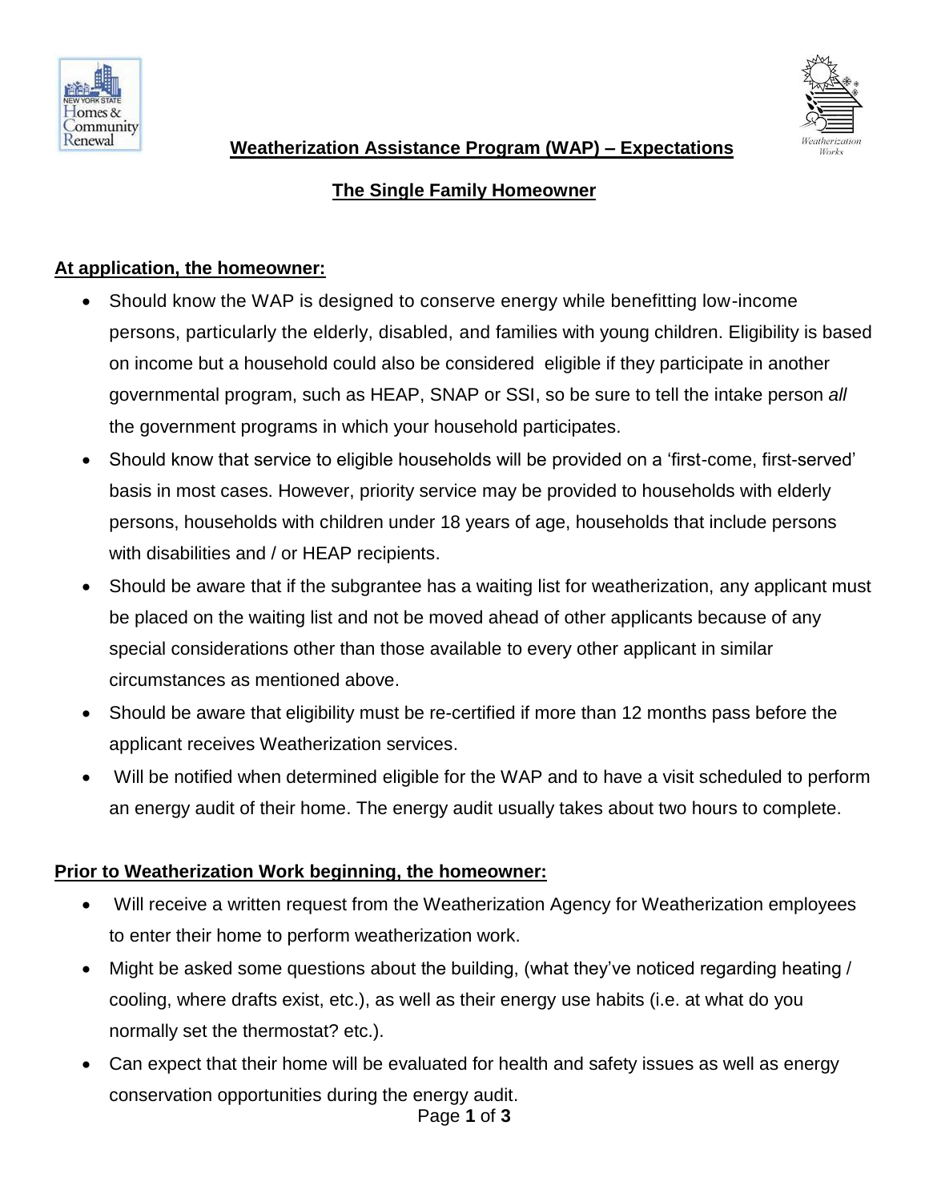# Weatherization Assistance Program (WAP) – Expectations

## The Single Family Homeowner

### At application, the homeowner:

- Should know the WAP is designed to conserve energy while benefitting low-income persons, particularly the elderly, disabled, and families with young children. Eligibility is based on income but a household could also be considered eligible if they participate in another governmental program, such as HEAP, SNAP or SSI, so be sure to tell the intake person *all* the government programs in which your household participates.
- Should know that service to eligible households will be provided on a 'first-come, first-served' basis in most cases. However, priority service may be provided to households with elderly persons, households with children under 18 years of age, households that include persons with disabilities and / or HEAP recipients.
- Should be aware that if the subgrantee has a waiting list for weatherization, any applicant must be placed on the waiting list and not be moved ahead of other applicants because of any special considerations other than those available to every other applicant in similar circumstances as mentioned above.
- Should be aware that eligibility must be re-certified if more than 12 months pass before the applicant receives Weatherization services.
- Will be notified when determined eligible for the WAP and to have a visit scheduled to perform an energy audit of their home. The energy audit usually takes about two hours to complete.

### Prior to Weatherization Work beginning, the homeowner:

- Will receive a written request from the Weatherization Agency for Weatherization employees to enter their home to perform weatherization work.
- Might be asked some questions about the building, (what they've noticed regarding heating / cooling, where drafts exist, etc.), as well as their energy use habits (i.e. at what do you normally set the thermostat? etc.).
- Can expect that their home will be evaluated for health and safety issues as well as energy conservation opportunities during the energy audit.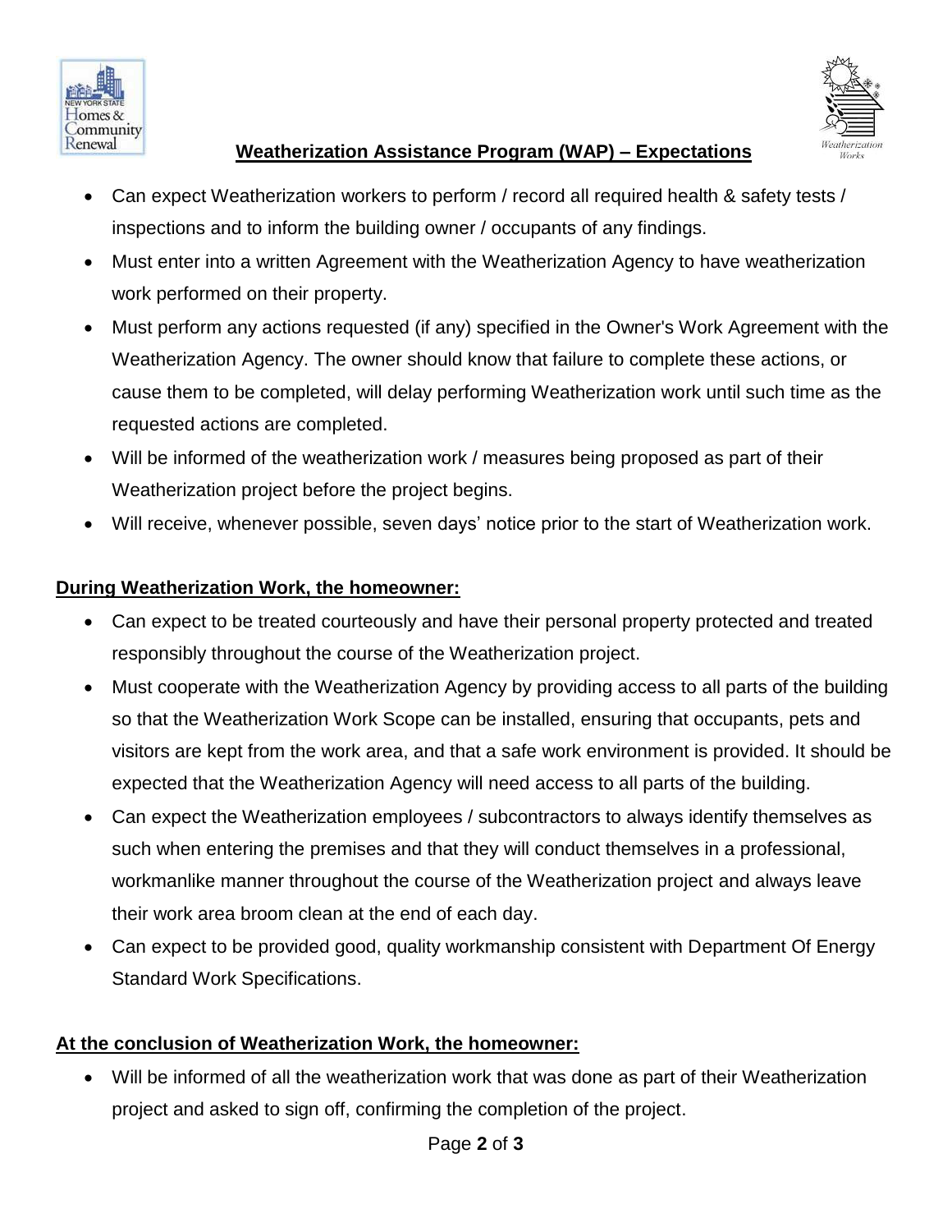# Weatherization Assistance Program (WAP) – Expectations

- Can expect Weatherization workers to perform / record all required health & safety tests / inspections and to inform the building owner / occupants of any findings.
- Must enter into a written Agreement with the Weatherization Agency to have weatherization work performed on their property.
- Must perform any actions requested (if any) specified in the Owner's Work Agreement with the Weatherization Agency. The owner should know that failure to complete these actions, or cause them to be completed, will delay performing Weatherization work until such time as the requested actions are completed.
- Will be informed of the weatherization work / measures being proposed as part of their Weatherization project before the project begins.
- Will receive, whenever possible, seven days' notice prior to the start of Weatherization work.

## During Weatherization Work, the homeowner:

- Can expect to be treated courteously and have their personal property protected and treated responsibly throughout the course of the Weatherization project.
- Must cooperate with the Weatherization Agency by providing access to all parts of the building so that the Weatherization Work Scope can be installed, ensuring that occupants, pets and visitors are kept from the work area, and that a safe work environment is provided. It should be expected that the Weatherization Agency will need access to all parts of the building.
- Can expect the Weatherization employees / subcontractors to always identify themselves as such when entering the premises and that they will conduct themselves in a professional, workmanlike manner throughout the course of the Weatherization project and always leave their work area broom clean at the end of each day.
- Can expect to be provided good, quality workmanship consistent with Department Of Energy Standard Work Specifications.

## At the conclusion of Weatherization Work, the homeowner:

- Will be informed of all the weatherization work that was done as part of their Weatherization project and asked to sign off, confirming the completion of the project.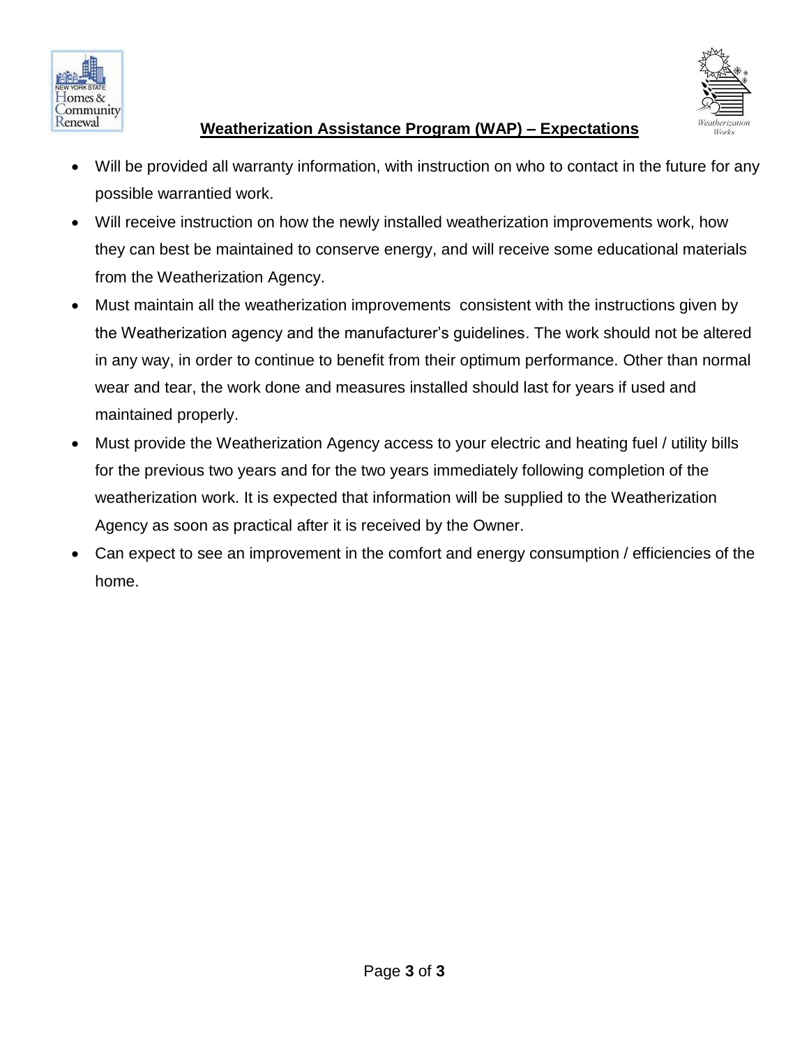## Weatherization Assistance Program (WAP) – Expectations

- Will be provided all warranty information, with instruction on who to contact in the future for any possible warrantied work.
- Will receive instruction on how the newly installed weatherization improvements work, how they can best be maintained to conserve energy, and will receive some educational materials from the Weatherization Agency.
- Must maintain all the weatherization improvements consistent with the instructions given by the Weatherization agency and the manufacturer's guidelines. The work should not be altered in any way, in order to continue to benefit from their optimum performance. Other than normal wear and tear, the work done and measures installed should last for years if used and maintained properly.
- Must provide the Weatherization Agency access to your electric and heating fuel / utility bills for the previous two years and for the two years immediately following completion of the weatherization work. It is expected that information will be supplied to the Weatherization Agency as soon as practical after it is received by the Owner.
- Can expect to see an improvement in the comfort and energy consumption / efficiencies of the home.